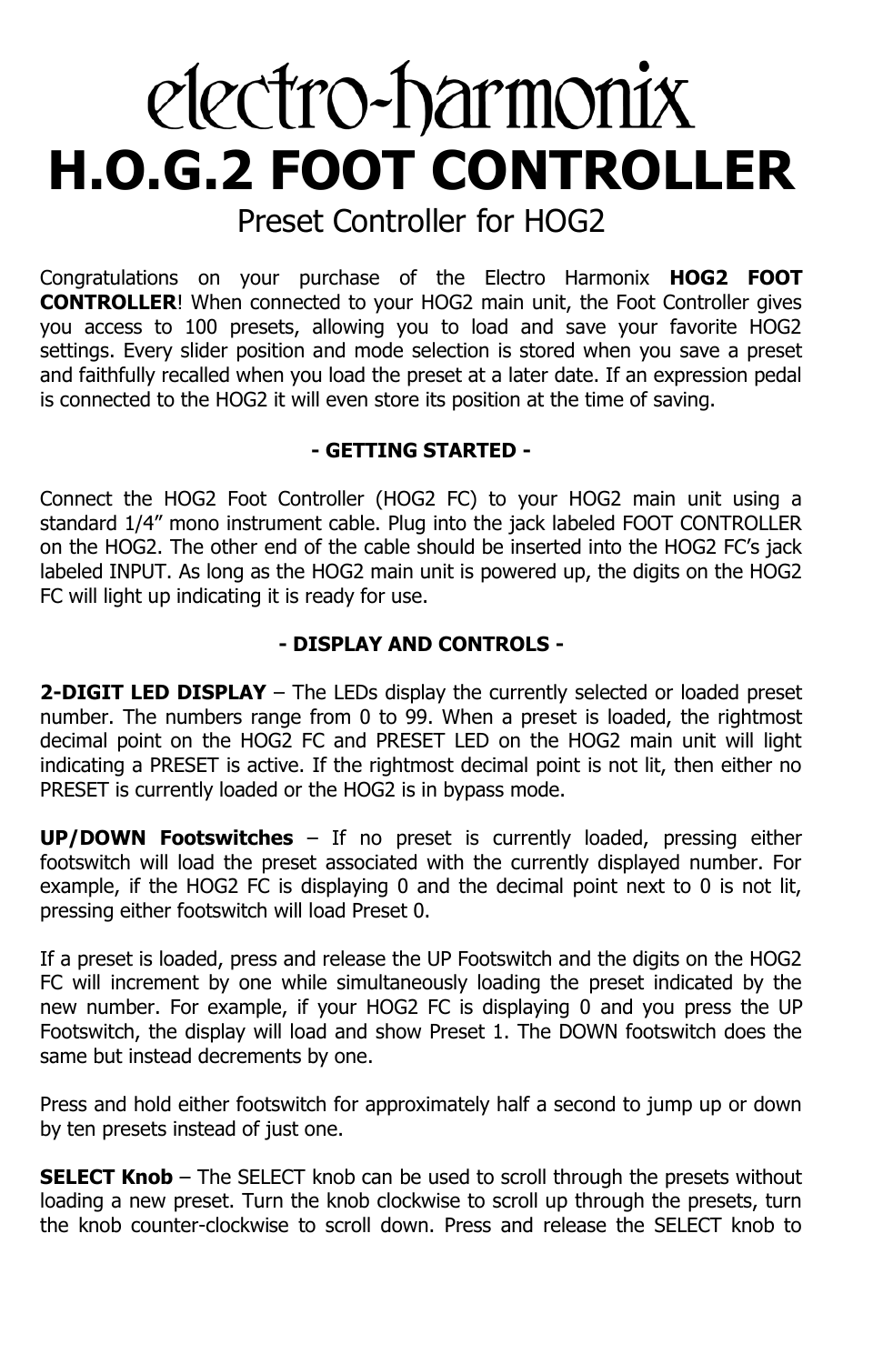# electro-harmonix

# H.O.G.2 FOOT CONTROLLER

## Preset Controller for HOG2

Congratulations on your purchase of the Electro Harmonix **HOG2 FOOT CONTROLLER**! When connected to your HOG2 main unit, the Foot Controller gives you access to 100 presets, allowing you to load and save your favorite HOG2 settings. Every slider position and mode selection is stored when you save a preset and faithfully recalled when you load the preset at a later date. If an expression pedal is connected to the HOG2 it will even store its position at the time of saving.

### - GETTING STARTED -

Connect the HOG2 Foot Controller (HOG2 FC) to your HOG2 main unit using a standard 1/4" mono instrument cable. Plug into the jack labeled FOOT CONTROLLER on the HOG2. The other end of the cable should be inserted into the HOG2 FC's jack labeled INPUT. As long as the HOG2 main unit is powered up, the digits on the HOG2 FC will light up indicating it is ready for use.

### - DISPLAY AND CONTROLS -

**2-DIGIT LED DISPLAY** – The LEDs display the currently selected or loaded preset number. The numbers range from 0 to 99. When a preset is loaded, the rightmost decimal point on the HOG2 FC and PRESET LED on the HOG2 main unit will light indicating a PRESET is active. If the rightmost decimal point is not lit, then either no PRESET is currently loaded or the HOG2 is in bypass mode.

**UP/DOWN Footswitches** – If no preset is currently loaded, pressing either footswitch will load the preset associated with the currently displayed number. For example, if the HOG2 FC is displaying 0 and the decimal point next to 0 is not lit, pressing either footswitch will load Preset 0.

If a preset is loaded, press and release the UP Footswitch and the digits on the HOG2 FC will increment by one while simultaneously loading the preset indicated by the new number. For example, if your HOG2 FC is displaying 0 and you press the UP Footswitch, the display will load and show Preset 1. The DOWN footswitch does the same but instead decrements by one.

Press and hold either footswitch for approximately half a second to jump up or down by ten presets instead of just one.

**SELECT Knob** – The SELECT knob can be used to scroll through the presets without loading a new preset. Turn the knob clockwise to scroll up through the presets, turn the knob counter-clockwise to scroll down. Press and release the SELECT knob to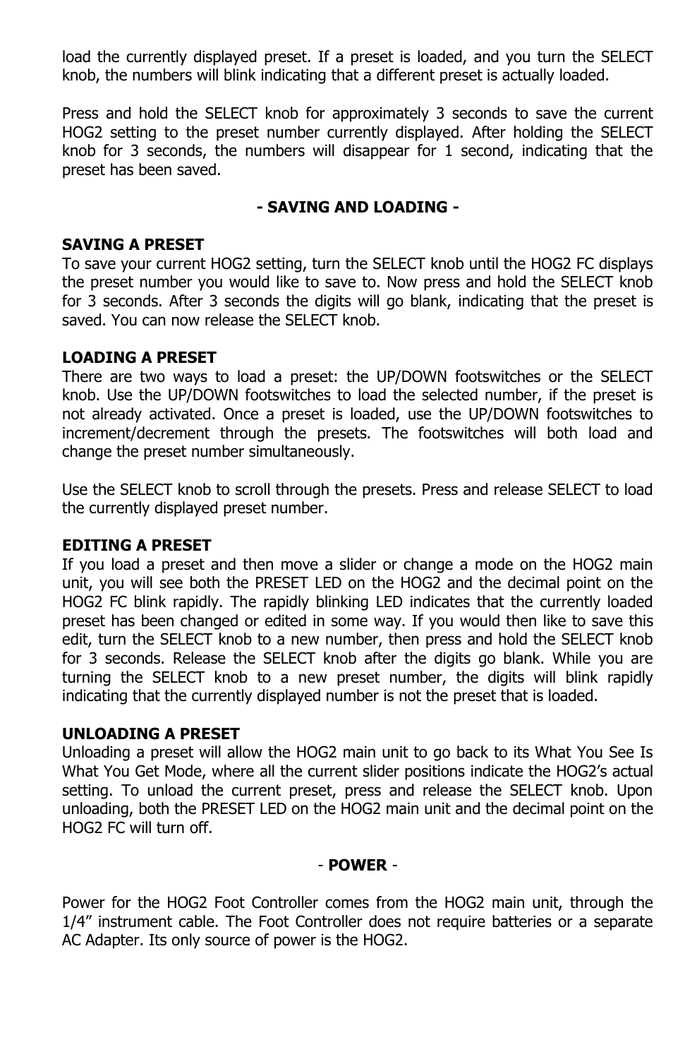load the currently displayed preset. If a preset is loaded, and you turn the SELECT knob, the numbers will blink indicating that a different preset is actually loaded.

Press and hold the SELECT knob for approximately 3 seconds to save the current HOG2 setting to the preset number currently displayed. After holding the SELECT knob for 3 seconds, the numbers will disappear for 1 second, indicating that the preset has been saved.

## - SAVING AND LOADING -

### SAVING A PRESET

To save your current HOG2 setting, turn the SELECT knob until the HOG2 FC displays the preset number you would like to save to. Now press and hold the SELECT knob for 3 seconds. After 3 seconds the digits will go blank, indicating that the preset is saved. You can now release the SELECT knob.

### LOADING A PRESET

There are two ways to load a preset: the UP/DOWN footswitches or the SELECT knob. Use the UP/DOWN footswitches to load the selected number, if the preset is not already activated. Once a preset is loaded, use the UP/DOWN footswitches to increment/decrement through the presets. The footswitches will both load and change the preset number simultaneously.

Use the SELECT knob to scroll through the presets. Press and release SELECT to load the currently displayed preset number.

### EDITING A PRESET

If you load a preset and then move a slider or change a mode on the HOG2 main unit, you will see both the PRESET LED on the HOG2 and the decimal point on the HOG2 FC blink rapidly. The rapidly blinking LED indicates that the currently loaded preset has been changed or edited in some way. If you would then like to save this edit, turn the SELECT knob to a new number, then press and hold the SELECT knob for 3 seconds. Release the SELECT knob after the digits go blank. While you are turning the SELECT knob to a new preset number, the digits will blink rapidly indicating that the currently displayed number is not the preset that is loaded.

### UNLOADING A PRESET

Unloading a preset will allow the HOG2 main unit to go back to its What You See Is What You Get Mode, where all the current slider positions indicate the HOG2's actual setting. To unload the current preset, press and release the SELECT knob. Upon unloading, both the PRESET LED on the HOG2 main unit and the decimal point on the HOG2 FC will turn off.

## - POWER -

Power for the HOG2 Foot Controller comes from the HOG2 main unit, through the 1/4" instrument cable. The Foot Controller does not require batteries or a separate AC Adapter. Its only source of power is the HOG2.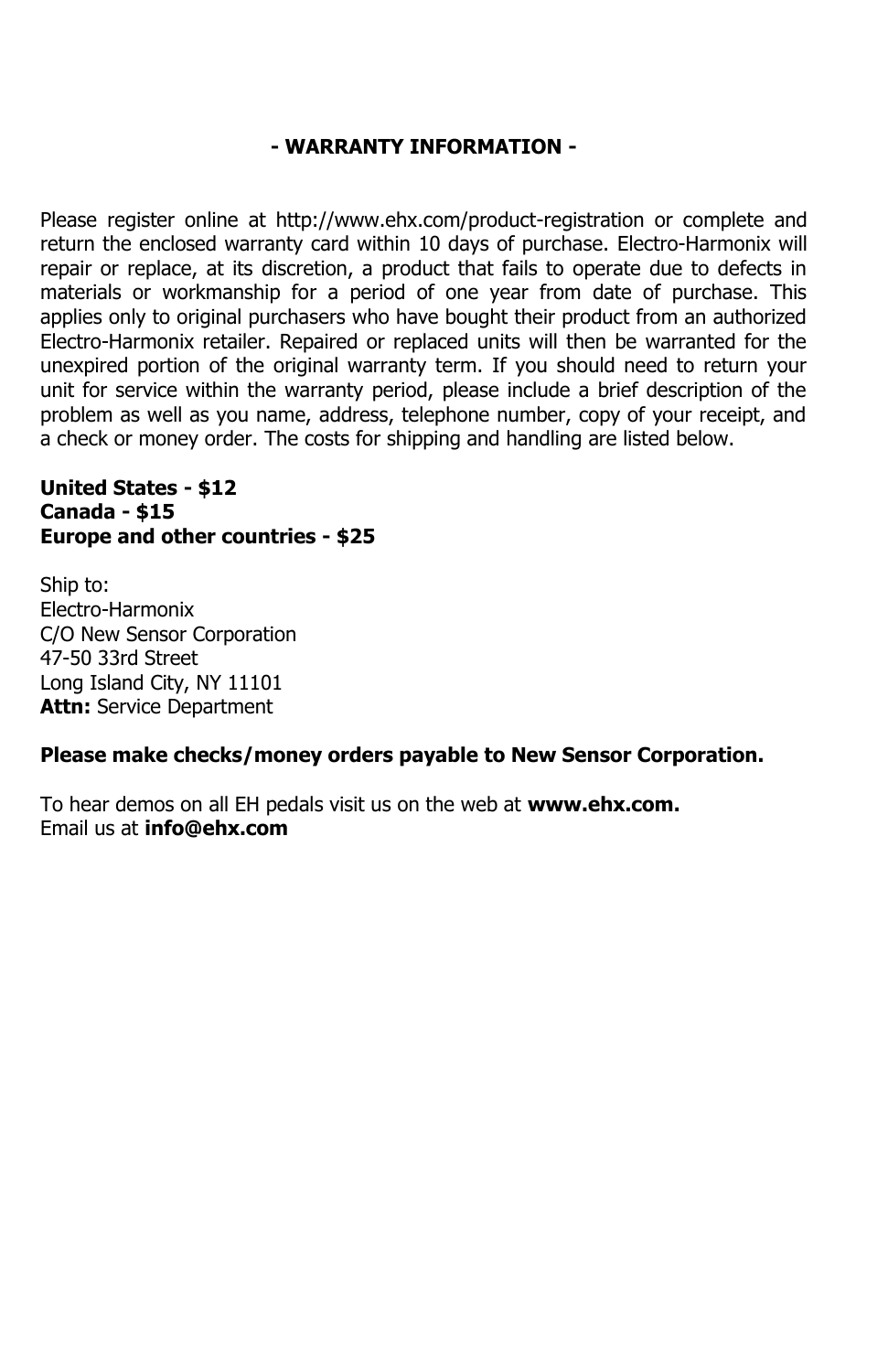## - WARRANTY INFORMATION -

Please register online at http://www.ehx.com/product-registration or complete and return the enclosed warranty card within 10 days of purchase. Electro-Harmonix will repair or replace, at its discretion, a product that fails to operate due to defects in materials or workmanship for a period of one year from date of purchase. This applies only to original purchasers who have bought their product from an authorized Electro-Harmonix retailer. Repaired or replaced units will then be warranted for the unexpired portion of the original warranty term. If you should need to return your unit for service within the warranty period, please include a brief description of the problem as well as you name, address, telephone number, copy of your receipt, and a check or money order. The costs for shipping and handling are listed below.

**United States - $12**
**Canada - $15**
**Europe and other countries - $25**

Ship to:
Electro-Harmonix
C/O New Sensor Corporation
47-50 33rd Street
Long Island City, NY 11101
**Attn:** Service Department

**Please make checks/money orders payable to New Sensor Corporation.**

To hear demos on all EH pedals visit us on the web at **www.ehx.com.**
Email us at **info@ehx.com**